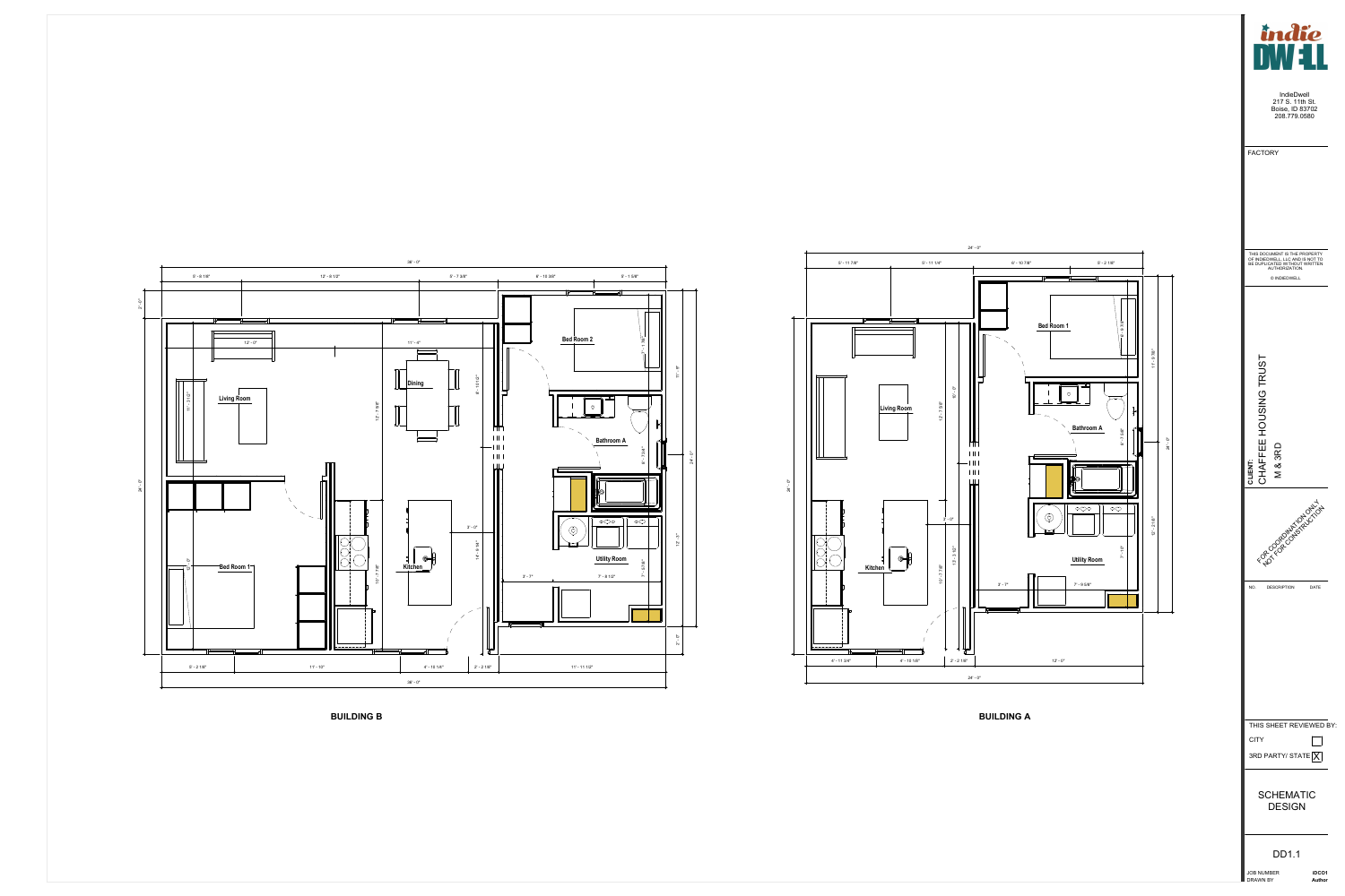# BUILDING B

Living Room

Dining

Kitchen

Bed Room 1

Bed Room 2

Bathroom A

Utility Room

38' - 0"

5' - 9 1/8" | 12' - 8 1/2" | 5' - 7 5/8" | 6' - 10 3/8" | 5' - 1 5/8"

5' - 2 1/8" | 11' - 10" | 4' - 10 1/8" | 2' - 2 1/8" | 11' - 11 1/2"

24' - 0"

# BUILDING A

Living Room

Kitchen

Bed Room 1

Bathroom A

Utility Room

24' - 0"

5' - 11 7/8" | 5' - 11 1/4" | 6' - 10 7/8" | 5' - 2 1/8"

4' - 11 3/4" | 4' - 10 1/8" | 2' - 2 1/8" | 12' - 0"

24' - 0"

---

**indie DWELL**

IndieDwell
217 S. 11th St.
Boise, ID 83702
208.779.0580

FACTORY

THIS DOCUMENT IS THE PROPERTY OF INDIEDWELL, LLC AND IS NOT TO BE DUPLICATED WITHOUT WRITTEN AUTHORIZATION.

© INDIEDWELL

**CLIENT:**
CHAFFEE HOUSING TRUST
M & 3RD

FOR COORDINATION ONLY
NOT FOR CONSTRUCTION

| NO. | DESCRIPTION | DATE |
|---|---|---|

THIS SHEET REVIEWED BY:

- CITY ☐
- 3RD PARTY/ STATE ☒

SCHEMATIC DESIGN

DD1.1

| JOB NUMBER | IDC01 |
|---|---|
| DRAWN BY | Author |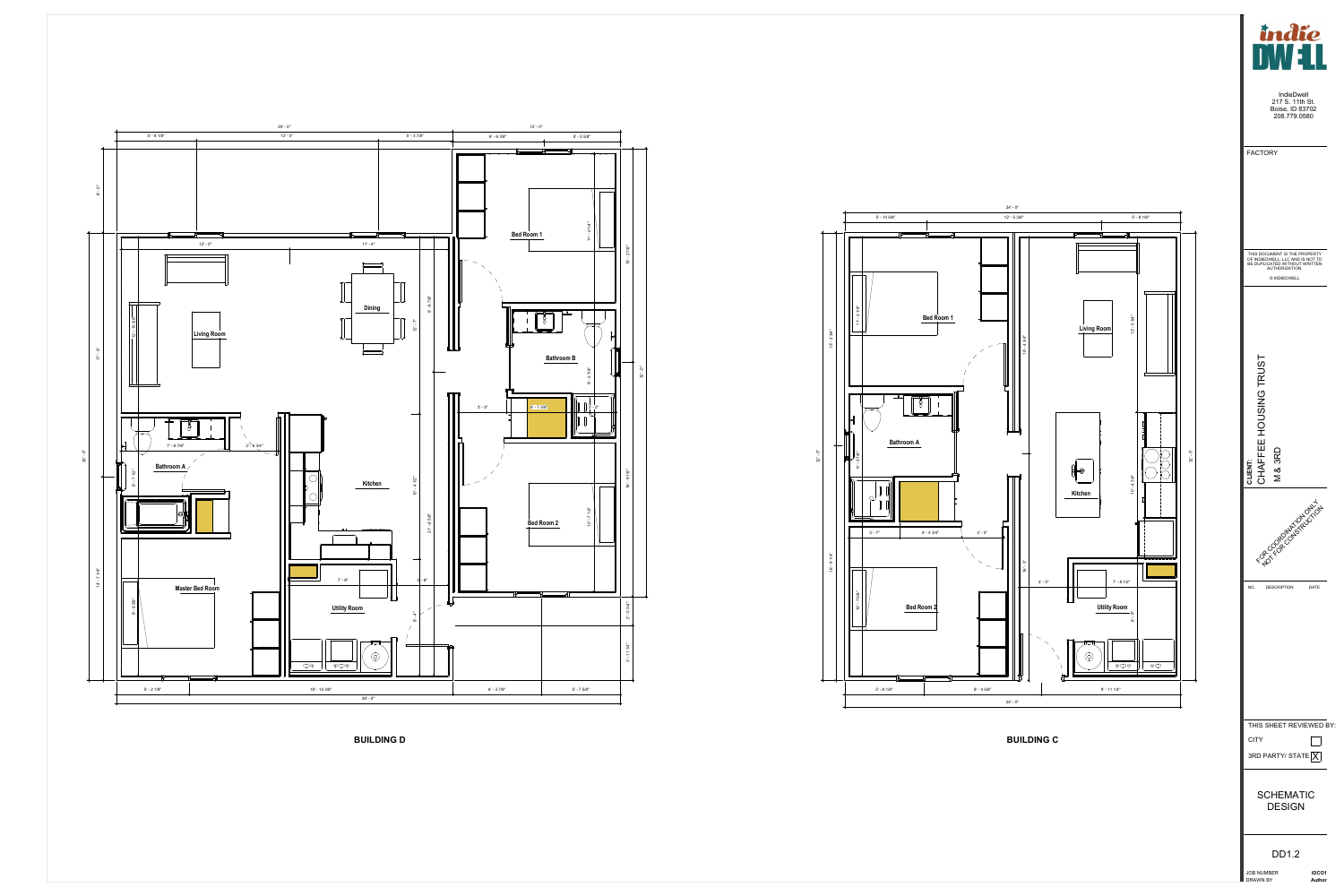BUILDING D

Bed Room 1

Dining

Living Room

Bathroom B

Bathroom A

Kitchen

Bed Room 2

Master Bed Room

Utility Room

24' - 0"

12' - 0"

5' - 8 1/8"

12' - 0"

5' - 3 7/8"

6' - 6 3/8"

5' - 5 5/8"

12' - 0"

11' - 4"

36' - 0"

5' - 2 1/8"

18' - 10 3/8"

6' - 3 7/8"

5' - 7 5/8"

BUILDING C

Bed Room 1

Living Room

Bathroom A

Kitchen

Bed Room 2

Utility Room

24' - 0"

5' - 10 5/8"

12' - 5 3/8"

5' - 8 1/8"

5' - 8 1/2"

8' - 4 5/8"

9' - 11 1/4"

24' - 0"

indie DWELL

IndieDwell
217 S. 11th St.
Boise, ID 83702
208.779.0580

FACTORY

THIS DOCUMENT IS THE PROPERTY OF INDIEDWELL, LLC AND IS NOT TO BE DUPLICATED WITHOUT WRITTEN AUTHORIZATION.

© INDIEDWELL

CLIENT:
CHAFFEE HOUSING TRUST
M & 3RD

FOR COORDINATION ONLY
NOT FOR CONSTRUCTION

| NO. | DESCRIPTION | DATE |
| --- | --- | --- |

THIS SHEET REVIEWED BY:

CITY ☐

3RD PARTY/ STATE ☒

SCHEMATIC DESIGN

DD1.2

JOB NUMBER IDCD1

DRAWN BY Author